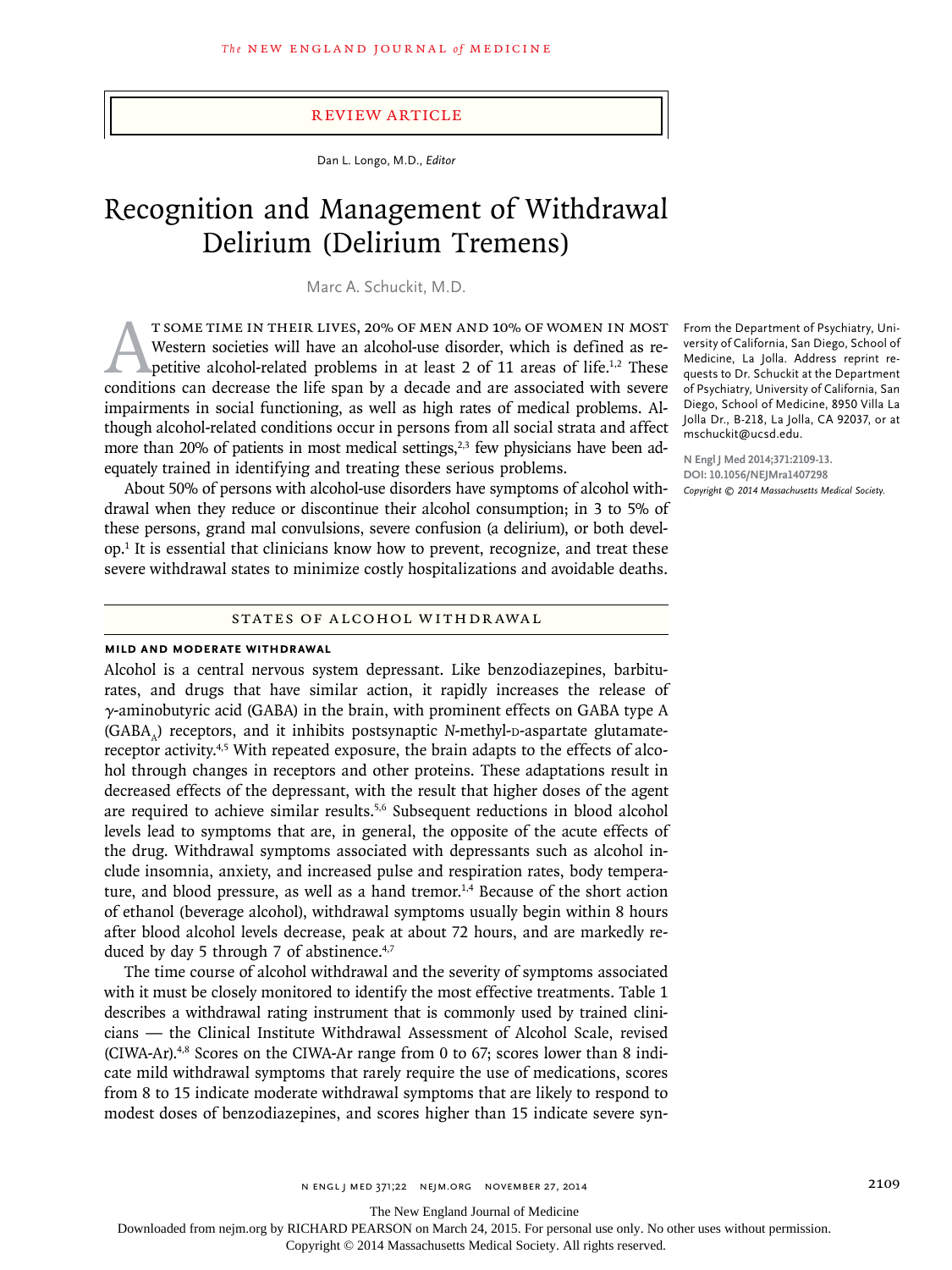Review Article

Dan L. Longo, M.D., *Editor*

# Recognition and Management of Withdrawal Delirium (Delirium Tremens)

Marc A. Schuckit, M.D.

From the Department of Psychiatry, University of California, San Diego, School of Medicine, La Jolla. Address reprint requests to Dr. Schuckit at the Department of Psychiatry, University of California, San Diego, School of Medicine, 8950 Villa La Jolla Dr., B-218, La Jolla, CA 92037, or at mschuckit@ucsd.edu.

**N Engl J Med 2014;371:2109-13.**
**DOI: 10.1056/NEJMra1407298**
*Copyright © 2014 Massachusetts Medical Society.*

At some time in their lives, 20% of men and 10% of women in most Western societies will have an alcohol-use disorder, which is defined as repetitive alcohol-related problems in at least 2 of 11 areas of life.[1,2] These conditions can decrease the life span by a decade and are associated with severe impairments in social functioning, as well as high rates of medical problems. Although alcohol-related conditions occur in persons from all social strata and affect more than 20% of patients in most medical settings,[2,3] few physicians have been adequately trained in identifying and treating these serious problems.

About 50% of persons with alcohol-use disorders have symptoms of alcohol withdrawal when they reduce or discontinue their alcohol consumption; in 3 to 5% of these persons, grand mal convulsions, severe confusion (a delirium), or both develop.[1] It is essential that clinicians know how to prevent, recognize, and treat these severe withdrawal states to minimize costly hospitalizations and avoidable deaths.

## States of Alcohol Withdrawal

### Mild and Moderate Withdrawal

Alcohol is a central nervous system depressant. Like benzodiazepines, barbiturates, and drugs that have similar action, it rapidly increases the release of γ-aminobutyric acid (GABA) in the brain, with prominent effects on GABA type A ($GABA_A$) receptors, and it inhibits postsynaptic *N*-methyl-D-aspartate glutamate-receptor activity.[4,5] With repeated exposure, the brain adapts to the effects of alcohol through changes in receptors and other proteins. These adaptations result in decreased effects of the depressant, with the result that higher doses of the agent are required to achieve similar results.[5,6] Subsequent reductions in blood alcohol levels lead to symptoms that are, in general, the opposite of the acute effects of the drug. Withdrawal symptoms associated with depressants such as alcohol include insomnia, anxiety, and increased pulse and respiration rates, body temperature, and blood pressure, as well as a hand tremor.[1,4] Because of the short action of ethanol (beverage alcohol), withdrawal symptoms usually begin within 8 hours after blood alcohol levels decrease, peak at about 72 hours, and are markedly reduced by day 5 through 7 of abstinence.[4,7]

The time course of alcohol withdrawal and the severity of symptoms associated with it must be closely monitored to identify the most effective treatments. Table 1 describes a withdrawal rating instrument that is commonly used by trained clinicians — the Clinical Institute Withdrawal Assessment of Alcohol Scale, revised (CIWA-Ar).[4,8] Scores on the CIWA-Ar range from 0 to 67; scores lower than 8 indicate mild withdrawal symptoms that rarely require the use of medications, scores from 8 to 15 indicate moderate withdrawal symptoms that are likely to respond to modest doses of benzodiazepines, and scores higher than 15 indicate severe syn-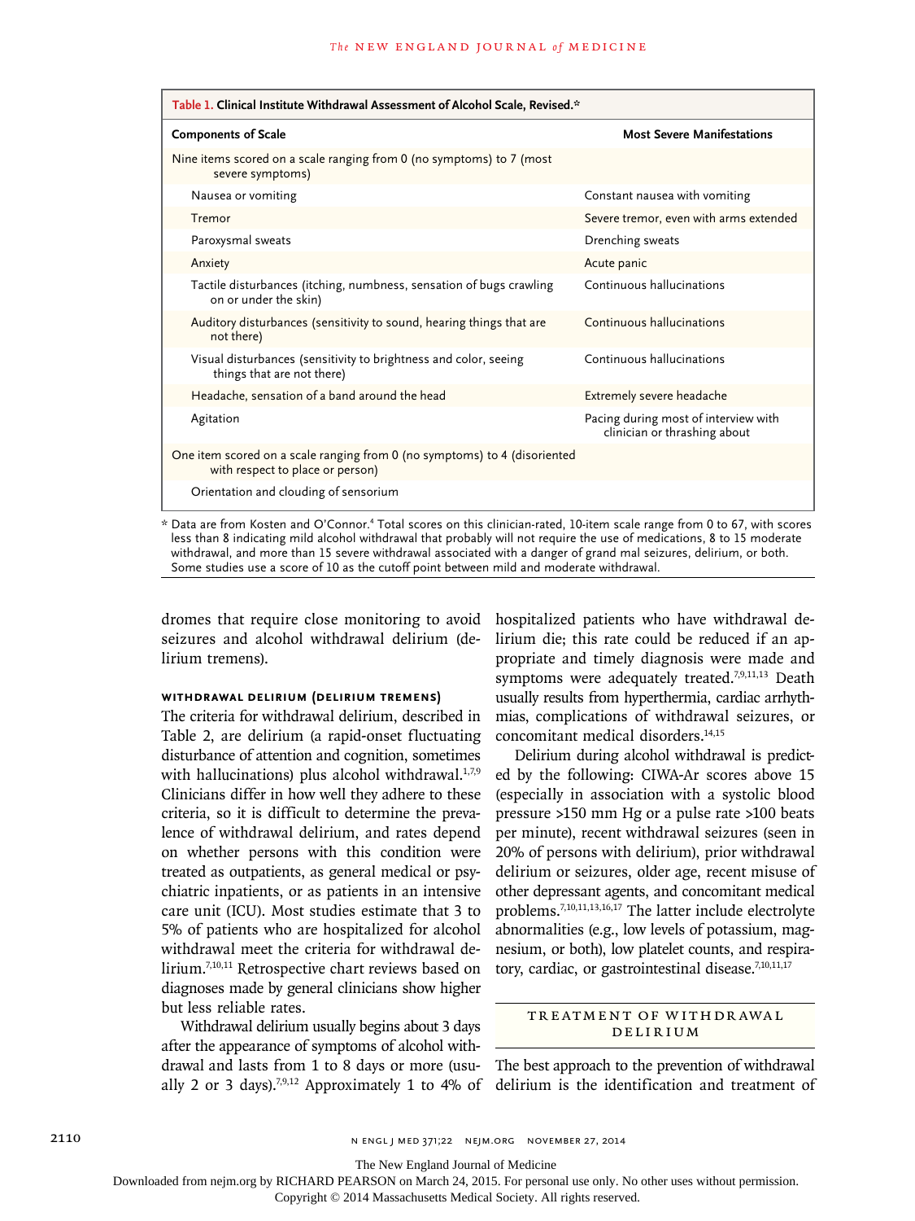**Table 1. Clinical Institute Withdrawal Assessment of Alcohol Scale, Revised.***

| Components of Scale | Most Severe Manifestations |
|---|---|
| Nine items scored on a scale ranging from 0 (no symptoms) to 7 (most severe symptoms) | |
| Nausea or vomiting | Constant nausea with vomiting |
| Tremor | Severe tremor, even with arms extended |
| Paroxysmal sweats | Drenching sweats |
| Anxiety | Acute panic |
| Tactile disturbances (itching, numbness, sensation of bugs crawling on or under the skin) | Continuous hallucinations |
| Auditory disturbances (sensitivity to sound, hearing things that are not there) | Continuous hallucinations |
| Visual disturbances (sensitivity to brightness and color, seeing things that are not there) | Continuous hallucinations |
| Headache, sensation of a band around the head | Extremely severe headache |
| Agitation | Pacing during most of interview with clinician or thrashing about |
| One item scored on a scale ranging from 0 (no symptoms) to 4 (disoriented with respect to place or person) | |
| Orientation and clouding of sensorium | |

\* Data are from Kosten and O'Connor.[4] Total scores on this clinician-rated, 10-item scale range from 0 to 67, with scores less than 8 indicating mild alcohol withdrawal that probably will not require the use of medications, 8 to 15 moderate withdrawal, and more than 15 severe withdrawal associated with a danger of grand mal seizures, delirium, or both. Some studies use a score of 10 as the cutoff point between mild and moderate withdrawal.

dromes that require close monitoring to avoid seizures and alcohol withdrawal delirium (delirium tremens).

### WITHDRAWAL DELIRIUM (DELIRIUM TREMENS)

The criteria for withdrawal delirium, described in Table 2, are delirium (a rapid-onset fluctuating disturbance of attention and cognition, sometimes with hallucinations) plus alcohol withdrawal.[1,7,9] Clinicians differ in how well they adhere to these criteria, so it is difficult to determine the prevalence of withdrawal delirium, and rates depend on whether persons with this condition were treated as outpatients, as general medical or psychiatric inpatients, or as patients in an intensive care unit (ICU). Most studies estimate that 3 to 5% of patients who are hospitalized for alcohol withdrawal meet the criteria for withdrawal delirium.[7,10,11] Retrospective chart reviews based on diagnoses made by general clinicians show higher but less reliable rates.

Withdrawal delirium usually begins about 3 days after the appearance of symptoms of alcohol withdrawal and lasts from 1 to 8 days or more (usually 2 or 3 days).[7,9,12] Approximately 1 to 4% of hospitalized patients who have withdrawal delirium die; this rate could be reduced if an appropriate and timely diagnosis were made and symptoms were adequately treated.[7,9,11,13] Death usually results from hyperthermia, cardiac arrhythmias, complications of withdrawal seizures, or concomitant medical disorders.[14,15]

Delirium during alcohol withdrawal is predicted by the following: CIWA-Ar scores above 15 (especially in association with a systolic blood pressure >150 mm Hg or a pulse rate >100 beats per minute), recent withdrawal seizures (seen in 20% of persons with delirium), prior withdrawal delirium or seizures, older age, recent misuse of other depressant agents, and concomitant medical problems.[7,10,11,13,16,17] The latter include electrolyte abnormalities (e.g., low levels of potassium, magnesium, or both), low platelet counts, and respiratory, cardiac, or gastrointestinal disease.[7,10,11,17]

## TREATMENT OF WITHDRAWAL DELIRIUM

The best approach to the prevention of withdrawal delirium is the identification and treatment of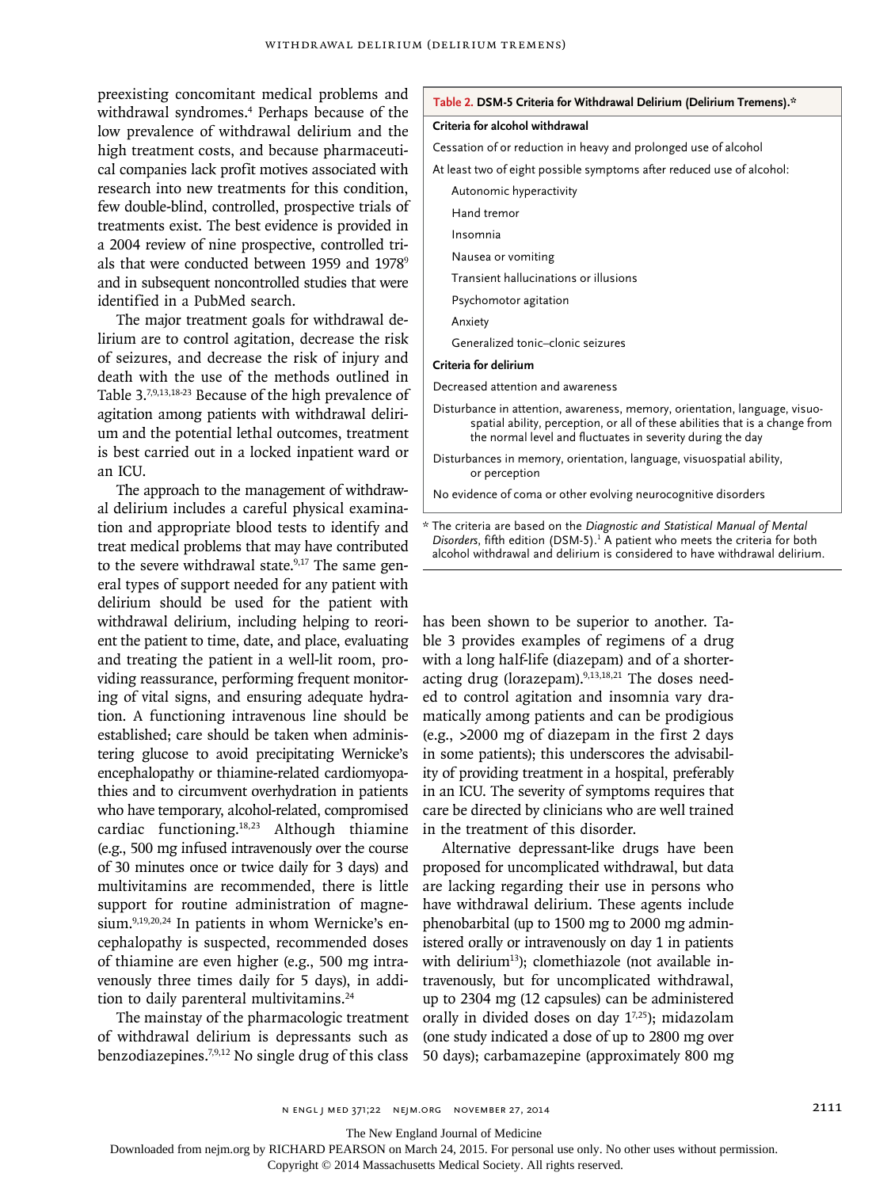preexisting concomitant medical problems and withdrawal syndromes.[4] Perhaps because of the low prevalence of withdrawal delirium and the high treatment costs, and because pharmaceutical companies lack profit motives associated with research into new treatments for this condition, few double-blind, controlled, prospective trials of treatments exist. The best evidence is provided in a 2004 review of nine prospective, controlled trials that were conducted between 1959 and 1978[9] and in subsequent noncontrolled studies that were identified in a PubMed search.

The major treatment goals for withdrawal delirium are to control agitation, decrease the risk of seizures, and decrease the risk of injury and death with the use of the methods outlined in Table 3.[7,9,13,18-23] Because of the high prevalence of agitation among patients with withdrawal delirium and the potential lethal outcomes, treatment is best carried out in a locked inpatient ward or an ICU.

The approach to the management of withdrawal delirium includes a careful physical examination and appropriate blood tests to identify and treat medical problems that may have contributed to the severe withdrawal state.[9,17] The same general types of support needed for any patient with delirium should be used for the patient with withdrawal delirium, including helping to reorient the patient to time, date, and place, evaluating and treating the patient in a well-lit room, providing reassurance, performing frequent monitoring of vital signs, and ensuring adequate hydration. A functioning intravenous line should be established; care should be taken when administering glucose to avoid precipitating Wernicke's encephalopathy or thiamine-related cardiomyopathies and to circumvent overhydration in patients who have temporary, alcohol-related, compromised cardiac functioning.[18,23] Although thiamine (e.g., 500 mg infused intravenously over the course of 30 minutes once or twice daily for 3 days) and multivitamins are recommended, there is little support for routine administration of magnesium.[9,19,20,24] In patients in whom Wernicke's encephalopathy is suspected, recommended doses of thiamine are even higher (e.g., 500 mg intravenously three times daily for 5 days), in addition to daily parenteral multivitamins.[24]

The mainstay of the pharmacologic treatment of withdrawal delirium is depressants such as benzodiazepines.[7,9,12] No single drug of this class has been shown to be superior to another. Table 3 provides examples of regimens of a drug with a long half-life (diazepam) and of a shorter-acting drug (lorazepam).[9,13,18,21] The doses needed to control agitation and insomnia vary dramatically among patients and can be prodigious (e.g., >2000 mg of diazepam in the first 2 days in some patients); this underscores the advisability of providing treatment in a hospital, preferably in an ICU. The severity of symptoms requires that care be directed by clinicians who are well trained in the treatment of this disorder.

Alternative depressant-like drugs have been proposed for uncomplicated withdrawal, but data are lacking regarding their use in persons who have withdrawal delirium. These agents include phenobarbital (up to 1500 mg to 2000 mg administered orally or intravenously on day 1 in patients with delirium[13]); clomethiazole (not available intravenously, but for uncomplicated withdrawal, up to 2304 mg (12 capsules) can be administered orally in divided doses on day 1[7,25]); midazolam (one study indicated a dose of up to 2800 mg over 50 days); carbamazepine (approximately 800 mg

**Table 2. DSM-5 Criteria for Withdrawal Delirium (Delirium Tremens).***

| |
|---|
| **Criteria for alcohol withdrawal** |
| Cessation of or reduction in heavy and prolonged use of alcohol |
| At least two of eight possible symptoms after reduced use of alcohol: |
| Autonomic hyperactivity |
| Hand tremor |
| Insomnia |
| Nausea or vomiting |
| Transient hallucinations or illusions |
| Psychomotor agitation |
| Anxiety |
| Generalized tonic–clonic seizures |
| **Criteria for delirium** |
| Decreased attention and awareness |
| Disturbance in attention, awareness, memory, orientation, language, visuospatial ability, perception, or all of these abilities that is a change from the normal level and fluctuates in severity during the day |
| Disturbances in memory, orientation, language, visuospatial ability, or perception |
| No evidence of coma or other evolving neurocognitive disorders |

\* The criteria are based on the *Diagnostic and Statistical Manual of Mental Disorders*, fifth edition (DSM-5).[1] A patient who meets the criteria for both alcohol withdrawal and delirium is considered to have withdrawal delirium.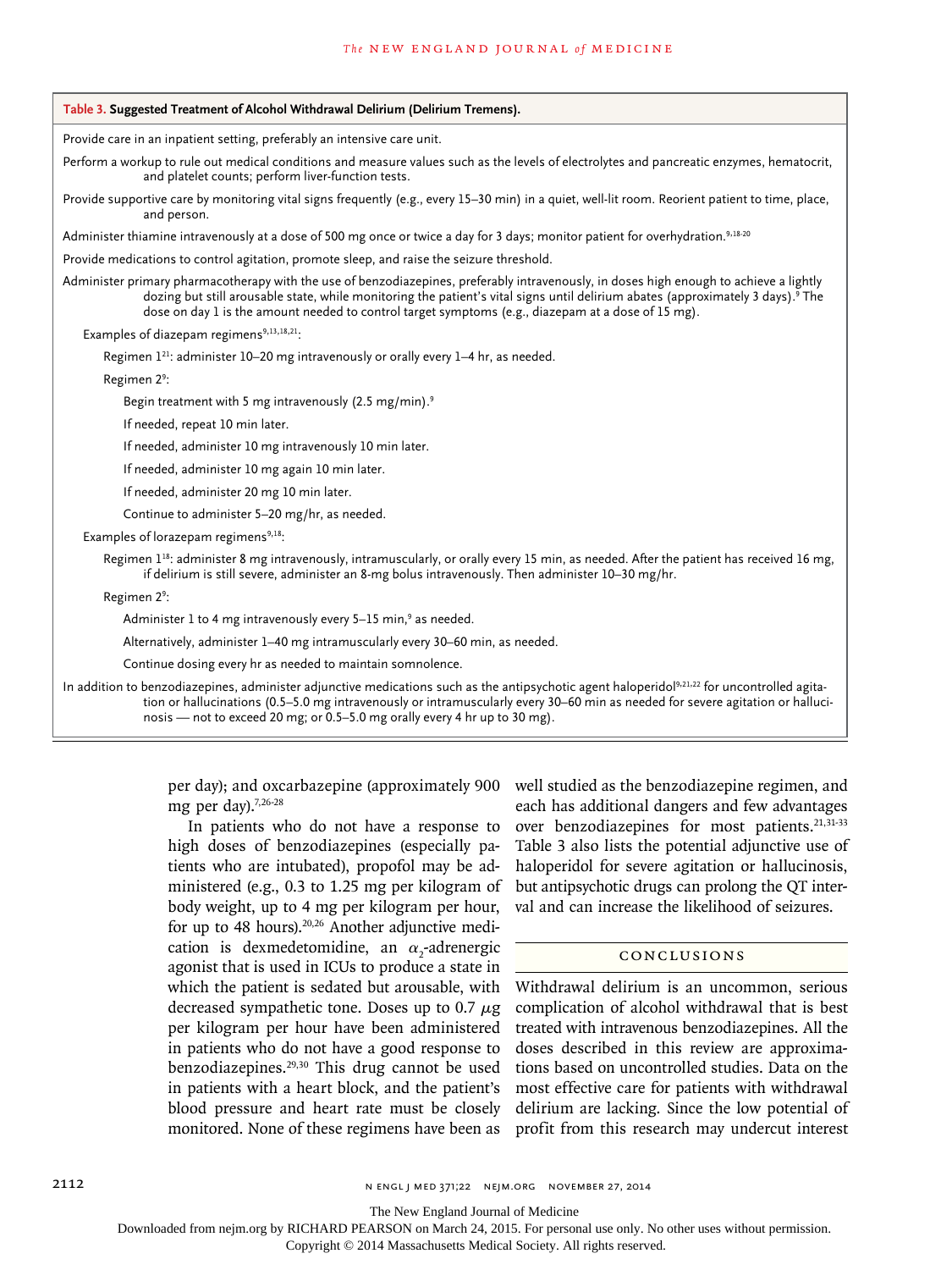**Table 3. Suggested Treatment of Alcohol Withdrawal Delirium (Delirium Tremens).**

Provide care in an inpatient setting, preferably an intensive care unit.

Perform a workup to rule out medical conditions and measure values such as the levels of electrolytes and pancreatic enzymes, hematocrit, and platelet counts; perform liver-function tests.

Provide supportive care by monitoring vital signs frequently (e.g., every 15–30 min) in a quiet, well-lit room. Reorient patient to time, place, and person.

Administer thiamine intravenously at a dose of 500 mg once or twice a day for 3 days; monitor patient for overhydration.[9,18-20]

Provide medications to control agitation, promote sleep, and raise the seizure threshold.

Administer primary pharmacotherapy with the use of benzodiazepines, preferably intravenously, in doses high enough to achieve a lightly dozing but still arousable state, while monitoring the patient's vital signs until delirium abates (approximately 3 days).[9] The dose on day 1 is the amount needed to control target symptoms (e.g., diazepam at a dose of 15 mg).

- Examples of diazepam regimens[9,13,18,21]:
  - Regimen 1[21]: administer 10–20 mg intravenously or orally every 1–4 hr, as needed.
  - Regimen 2[9]:
    - Begin treatment with 5 mg intravenously (2.5 mg/min).[9]
    - If needed, repeat 10 min later.
    - If needed, administer 10 mg intravenously 10 min later.
    - If needed, administer 10 mg again 10 min later.
    - If needed, administer 20 mg 10 min later.
    - Continue to administer 5–20 mg/hr, as needed.
- Examples of lorazepam regimens[9,18]:
  - Regimen 1[18]: administer 8 mg intravenously, intramuscularly, or orally every 15 min, as needed. After the patient has received 16 mg, if delirium is still severe, administer an 8-mg bolus intravenously. Then administer 10–30 mg/hr.
  - Regimen 2[9]:
    - Administer 1 to 4 mg intravenously every 5–15 min,[9] as needed.
    - Alternatively, administer 1–40 mg intramuscularly every 30–60 min, as needed.
    - Continue dosing every hr as needed to maintain somnolence.

In addition to benzodiazepines, administer adjunctive medications such as the antipsychotic agent haloperidol[9,21,22] for uncontrolled agitation or hallucinations (0.5–5.0 mg intravenously or intramuscularly every 30–60 min as needed for severe agitation or hallucinosis — not to exceed 20 mg; or 0.5–5.0 mg orally every 4 hr up to 30 mg).

per day); and oxcarbazepine (approximately 900 mg per day).[7,26-28]

In patients who do not have a response to high doses of benzodiazepines (especially patients who are intubated), propofol may be administered (e.g., 0.3 to 1.25 mg per kilogram of body weight, up to 4 mg per kilogram per hour, for up to 48 hours).[20,26] Another adjunctive medication is dexmedetomidine, an $\alpha_2$-adrenergic agonist that is used in ICUs to produce a state in which the patient is sedated but arousable, with decreased sympathetic tone. Doses up to 0.7 $\mu$g per kilogram per hour have been administered in patients who do not have a good response to benzodiazepines.[29,30] This drug cannot be used in patients with a heart block, and the patient's blood pressure and heart rate must be closely monitored. None of these regimens have been as well studied as the benzodiazepine regimen, and each has additional dangers and few advantages over benzodiazepines for most patients.[21,31-33] Table 3 also lists the potential adjunctive use of haloperidol for severe agitation or hallucinosis, but antipsychotic drugs can prolong the QT interval and can increase the likelihood of seizures.

## Conclusions

Withdrawal delirium is an uncommon, serious complication of alcohol withdrawal that is best treated with intravenous benzodiazepines. All the doses described in this review are approximations based on uncontrolled studies. Data on the most effective care for patients with withdrawal delirium are lacking. Since the low potential of profit from this research may undercut interest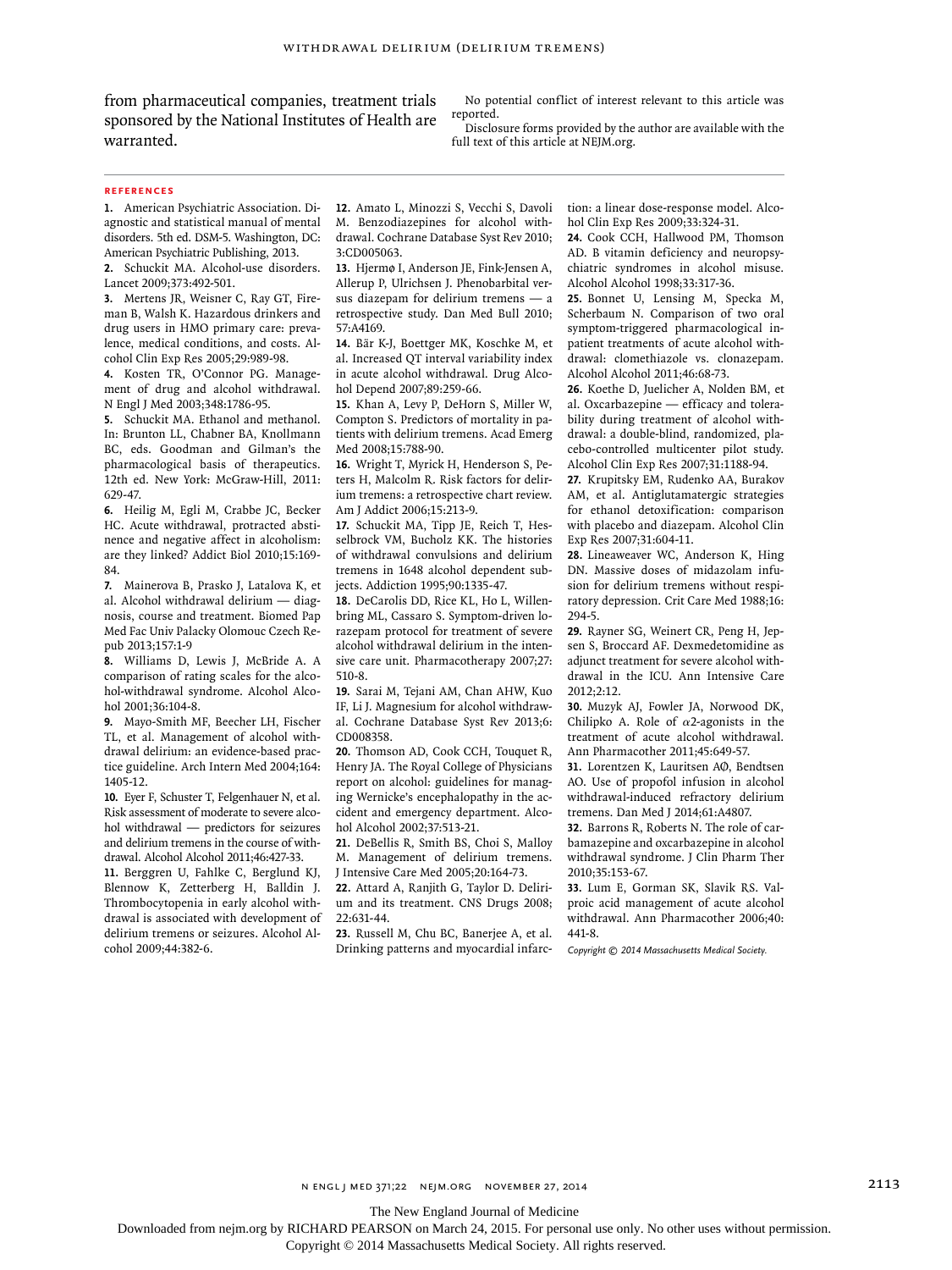from pharmaceutical companies, treatment trials sponsored by the National Institutes of Health are warranted.

No potential conflict of interest relevant to this article was reported.

Disclosure forms provided by the author are available with the full text of this article at NEJM.org.

## References

1. American Psychiatric Association. Diagnostic and statistical manual of mental disorders. 5th ed. DSM-5. Washington, DC: American Psychiatric Publishing, 2013.
2. Schuckit MA. Alcohol-use disorders. Lancet 2009;373:492-501.
3. Mertens JR, Weisner C, Ray GT, Fireman B, Walsh K. Hazardous drinkers and drug users in HMO primary care: prevalence, medical conditions, and costs. Alcohol Clin Exp Res 2005;29:989-98.
4. Kosten TR, O'Connor PG. Management of drug and alcohol withdrawal. N Engl J Med 2003;348:1786-95.
5. Schuckit MA. Ethanol and methanol. In: Brunton LL, Chabner BA, Knollmann BC, eds. Goodman and Gilman's the pharmacological basis of therapeutics. 12th ed. New York: McGraw-Hill, 2011: 629-47.
6. Heilig M, Egli M, Crabbe JC, Becker HC. Acute withdrawal, protracted abstinence and negative affect in alcoholism: are they linked? Addict Biol 2010;15:169-84.
7. Mainerova B, Prasko J, Latalova K, et al. Alcohol withdrawal delirium — diagnosis, course and treatment. Biomed Pap Med Fac Univ Palacky Olomouc Czech Repub 2013;157:1-9
8. Williams D, Lewis J, McBride A. A comparison of rating scales for the alcohol-withdrawal syndrome. Alcohol Alcohol 2001;36:104-8.
9. Mayo-Smith MF, Beecher LH, Fischer TL, et al. Management of alcohol withdrawal delirium: an evidence-based practice guideline. Arch Intern Med 2004;164:1405-12.
10. Eyer F, Schuster T, Felgenhauer N, et al. Risk assessment of moderate to severe alcohol withdrawal — predictors for seizures and delirium tremens in the course of withdrawal. Alcohol Alcohol 2011;46:427-33.
11. Berggren U, Fahlke C, Berglund KJ, Blennow K, Zetterberg H, Balldin J. Thrombocytopenia in early alcohol withdrawal is associated with development of delirium tremens or seizures. Alcohol Alcohol 2009;44:382-6.
12. Amato L, Minozzi S, Vecchi S, Davoli M. Benzodiazepines for alcohol withdrawal. Cochrane Database Syst Rev 2010; 3:CD005063.
13. Hjermø I, Anderson JE, Fink-Jensen A, Allerup P, Ulrichsen J. Phenobarbital versus diazepam for delirium tremens — a retrospective study. Dan Med Bull 2010; 57:A4169.
14. Bär K-J, Boettger MK, Koschke M, et al. Increased QT interval variability index in acute alcohol withdrawal. Drug Alcohol Depend 2007;89:259-66.
15. Khan A, Levy P, DeHorn S, Miller W, Compton S. Predictors of mortality in patients with delirium tremens. Acad Emerg Med 2008;15:788-90.
16. Wright T, Myrick H, Henderson S, Peters H, Malcolm R. Risk factors for delirium tremens: a retrospective chart review. Am J Addict 2006;15:213-9.
17. Schuckit MA, Tipp JE, Reich T, Hesselbrock VM, Bucholz KK. The histories of withdrawal convulsions and delirium tremens in 1648 alcohol dependent subjects. Addiction 1995;90:1335-47.
18. DeCarolis DD, Rice KL, Ho L, Willenbring ML, Cassaro S. Symptom-driven lorazepam protocol for treatment of severe alcohol withdrawal delirium in the intensive care unit. Pharmacotherapy 2007;27: 510-8.
19. Sarai M, Tejani AM, Chan AHW, Kuo IF, Li J. Magnesium for alcohol withdrawal. Cochrane Database Syst Rev 2013;6: CD008358.
20. Thomson AD, Cook CCH, Touquet R, Henry JA. The Royal College of Physicians report on alcohol: guidelines for managing Wernicke's encephalopathy in the accident and emergency department. Alcohol Alcohol 2002;37:513-21.
21. DeBellis R, Smith BS, Choi S, Malloy M. Management of delirium tremens. J Intensive Care Med 2005;20:164-73.
22. Attard A, Ranjith G, Taylor D. Delirium and its treatment. CNS Drugs 2008; 22:631-44.
23. Russell M, Chu BC, Banerjee A, et al. Drinking patterns and myocardial infarction: a linear dose-response model. Alcohol Clin Exp Res 2009;33:324-31.
24. Cook CCH, Hallwood PM, Thomson AD. B vitamin deficiency and neuropsychiatric syndromes in alcohol misuse. Alcohol Alcohol 1998;33:317-36.
25. Bonnet U, Lensing M, Specka M, Scherbaum N. Comparison of two oral symptom-triggered pharmacological inpatient treatments of acute alcohol withdrawal: clomethiazole vs. clonazepam. Alcohol Alcohol 2011;46:68-73.
26. Koethe D, Juelicher A, Nolden BM, et al. Oxcarbazepine — efficacy and tolerability during treatment of alcohol withdrawal: a double-blind, randomized, placebo-controlled multicenter pilot study. Alcohol Clin Exp Res 2007;31:1188-94.
27. Krupitsky EM, Rudenko AA, Burakov AM, et al. Antiglutamatergic strategies for ethanol detoxification: comparison with placebo and diazepam. Alcohol Clin Exp Res 2007;31:604-11.
28. Lineaweaver WC, Anderson K, Hing DN. Massive doses of midazolam infusion for delirium tremens without respiratory depression. Crit Care Med 1988;16: 294-5.
29. Rayner SG, Weinert CR, Peng H, Jepsen S, Broccard AF. Dexmedetomidine as adjunct treatment for severe alcohol withdrawal in the ICU. Ann Intensive Care 2012;2:12.
30. Muzyk AJ, Fowler JA, Norwood DK, Chilipko A. Role of $\alpha$2-agonists in the treatment of acute alcohol withdrawal. Ann Pharmacother 2011;45:649-57.
31. Lorentzen K, Lauritsen AØ, Bendtsen AO. Use of propofol infusion in alcohol withdrawal-induced refractory delirium tremens. Dan Med J 2014;61:A4807.
32. Barrons R, Roberts N. The role of carbamazepine and oxcarbazepine in alcohol withdrawal syndrome. J Clin Pharm Ther 2010;35:153-67.
33. Lum E, Gorman SK, Slavik RS. Valproic acid management of acute alcohol withdrawal. Ann Pharmacother 2006;40: 441-8.

*Copyright © 2014 Massachusetts Medical Society.*